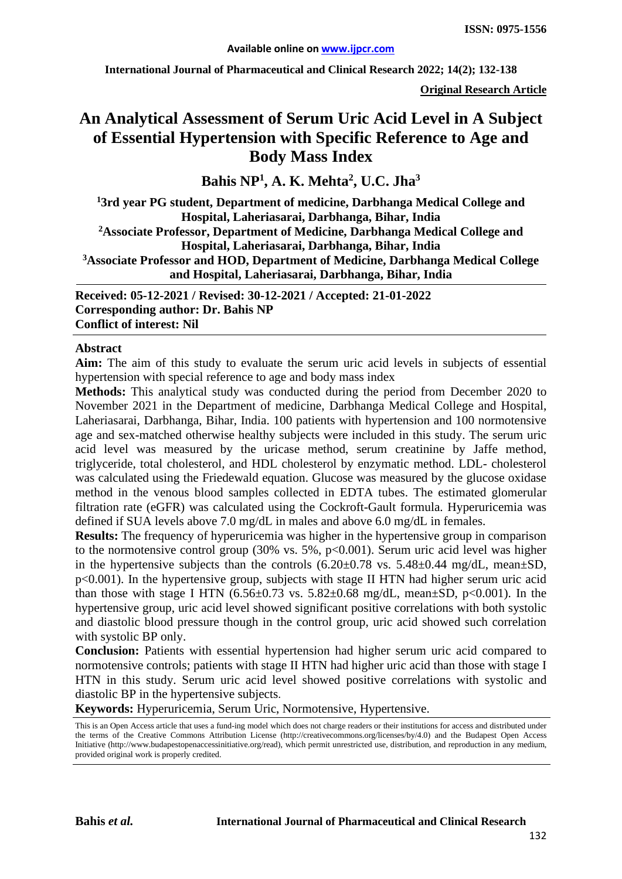**Available online on www.ijpcr.com**

**ISSN: 0975-1556**

**International Journal of Pharmaceutical and Clinical Research 2022; 14(2); 132-138**

**Original Research Article**

# An Analytical Assessment of Serum Uric Acid Level in A Subject of Essential Hypertension with Specific Reference to Age and Body Mass Index

**Bahis NP[1], A. K. Mehta[2], U.C. Jha[3]**

**[1]3rd year PG student, Department of medicine, Darbhanga Medical College and Hospital, Laheriasarai, Darbhanga, Bihar, India**
**[2]Associate Professor, Department of Medicine, Darbhanga Medical College and Hospital, Laheriasarai, Darbhanga, Bihar, India**
**[3]Associate Professor and HOD, Department of Medicine, Darbhanga Medical College and Hospital, Laheriasarai, Darbhanga, Bihar, India**

**Received: 05-12-2021 / Revised: 30-12-2021 / Accepted: 21-01-2022**
**Corresponding author: Dr. Bahis NP**
**Conflict of interest: Nil**

## Abstract

**Aim:** The aim of this study to evaluate the serum uric acid levels in subjects of essential hypertension with special reference to age and body mass index

**Methods:** This analytical study was conducted during the period from December 2020 to November 2021 in the Department of medicine, Darbhanga Medical College and Hospital, Laheriasarai, Darbhanga, Bihar, India. 100 patients with hypertension and 100 normotensive age and sex-matched otherwise healthy subjects were included in this study. The serum uric acid level was measured by the uricase method, serum creatinine by Jaffe method, triglyceride, total cholesterol, and HDL cholesterol by enzymatic method. LDL- cholesterol was calculated using the Friedewald equation. Glucose was measured by the glucose oxidase method in the venous blood samples collected in EDTA tubes. The estimated glomerular filtration rate (eGFR) was calculated using the Cockroft-Gault formula. Hyperuricemia was defined if SUA levels above 7.0 mg/dL in males and above 6.0 mg/dL in females.

**Results:** The frequency of hyperuricemia was higher in the hypertensive group in comparison to the normotensive control group (30% vs. 5%, $p<0.001$). Serum uric acid level was higher in the hypertensive subjects than the controls ($6.20 \pm 0.78$ vs. $5.48 \pm 0.44$ mg/dL, mean±SD, $p<0.001$). In the hypertensive group, subjects with stage II HTN had higher serum uric acid than those with stage I HTN ($6.56 \pm 0.73$ vs. $5.82 \pm 0.68$ mg/dL, mean±SD, $p<0.001$). In the hypertensive group, uric acid level showed significant positive correlations with both systolic and diastolic blood pressure though in the control group, uric acid showed such correlation with systolic BP only.

**Conclusion:** Patients with essential hypertension had higher serum uric acid compared to normotensive controls; patients with stage II HTN had higher uric acid than those with stage I HTN in this study. Serum uric acid level showed positive correlations with systolic and diastolic BP in the hypertensive subjects.

**Keywords:** Hyperuricemia, Serum Uric, Normotensive, Hypertensive.

This is an Open Access article that uses a fund-ing model which does not charge readers or their institutions for access and distributed under the terms of the Creative Commons Attribution License (http://creativecommons.org/licenses/by/4.0) and the Budapest Open Access Initiative (http://www.budapestopenaccessinitiative.org/read), which permit unrestricted use, distribution, and reproduction in any medium, provided original work is properly credited.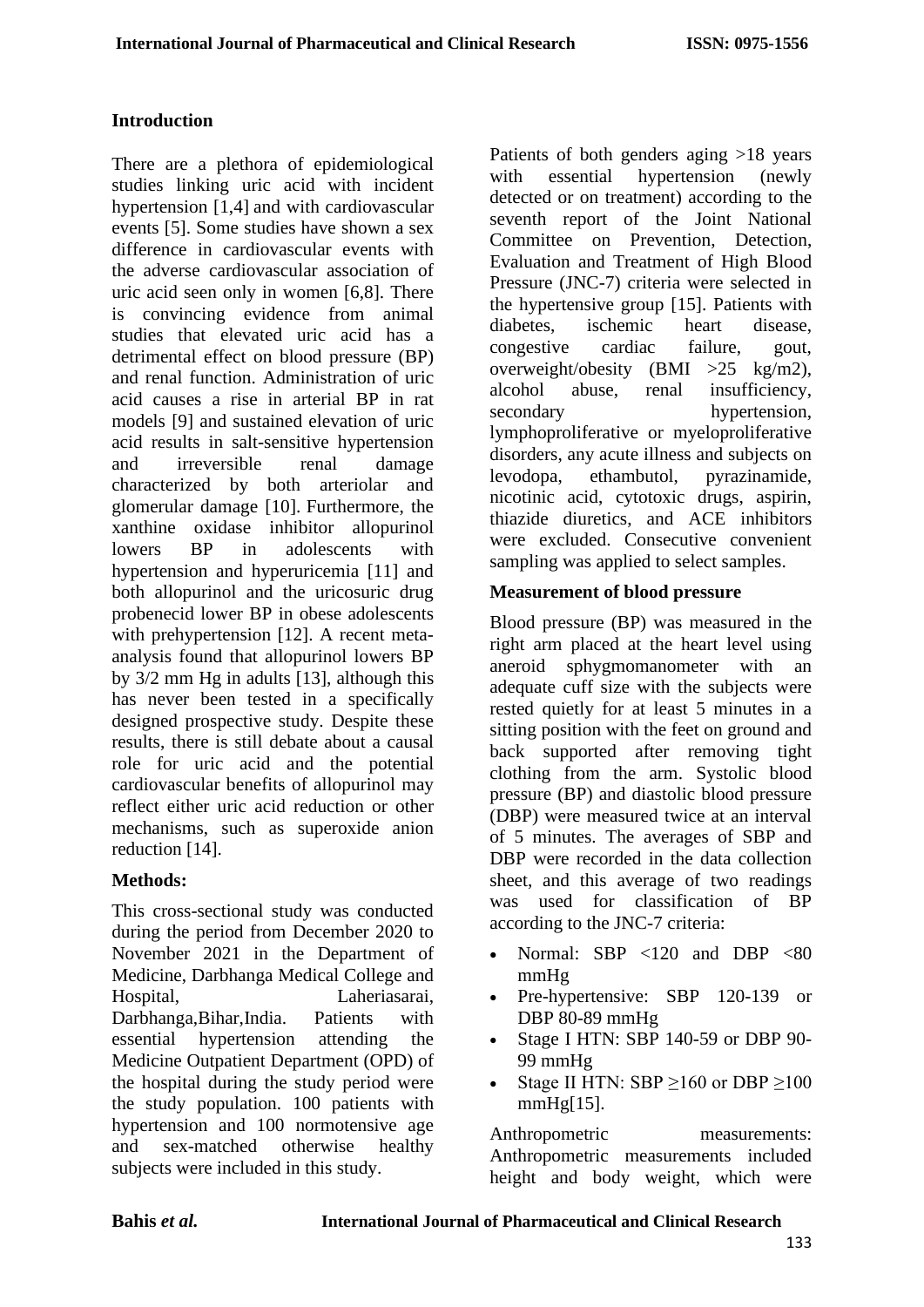## Introduction

There are a plethora of epidemiological studies linking uric acid with incident hypertension [1,4] and with cardiovascular events [5]. Some studies have shown a sex difference in cardiovascular events with the adverse cardiovascular association of uric acid seen only in women [6,8]. There is convincing evidence from animal studies that elevated uric acid has a detrimental effect on blood pressure (BP) and renal function. Administration of uric acid causes a rise in arterial BP in rat models [9] and sustained elevation of uric acid results in salt-sensitive hypertension and irreversible renal damage characterized by both arteriolar and glomerular damage [10]. Furthermore, the xanthine oxidase inhibitor allopurinol lowers BP in adolescents with hypertension and hyperuricemia [11] and both allopurinol and the uricosuric drug probenecid lower BP in obese adolescents with prehypertension [12]. A recent meta-analysis found that allopurinol lowers BP by 3/2 mm Hg in adults [13], although this has never been tested in a specifically designed prospective study. Despite these results, there is still debate about a causal role for uric acid and the potential cardiovascular benefits of allopurinol may reflect either uric acid reduction or other mechanisms, such as superoxide anion reduction [14].

## Methods:

This cross-sectional study was conducted during the period from December 2020 to November 2021 in the Department of Medicine, Darbhanga Medical College and Hospital, Laheriasarai, Darbhanga,Bihar,India. Patients with essential hypertension attending the Medicine Outpatient Department (OPD) of the hospital during the study period were the study population. 100 patients with hypertension and 100 normotensive age and sex-matched otherwise healthy subjects were included in this study.

Patients of both genders aging >18 years with essential hypertension (newly detected or on treatment) according to the seventh report of the Joint National Committee on Prevention, Detection, Evaluation and Treatment of High Blood Pressure (JNC-7) criteria were selected in the hypertensive group [15]. Patients with diabetes, ischemic heart disease, congestive cardiac failure, gout, overweight/obesity (BMI >25 kg/m2), alcohol abuse, renal insufficiency, secondary hypertension, lymphoproliferative or myeloproliferative disorders, any acute illness and subjects on levodopa, ethambutol, pyrazinamide, nicotinic acid, cytotoxic drugs, aspirin, thiazide diuretics, and ACE inhibitors were excluded. Consecutive convenient sampling was applied to select samples.

### Measurement of blood pressure

Blood pressure (BP) was measured in the right arm placed at the heart level using aneroid sphygmomanometer with an adequate cuff size with the subjects were rested quietly for at least 5 minutes in a sitting position with the feet on ground and back supported after removing tight clothing from the arm. Systolic blood pressure (BP) and diastolic blood pressure (DBP) were measured twice at an interval of 5 minutes. The averages of SBP and DBP were recorded in the data collection sheet, and this average of two readings was used for classification of BP according to the JNC-7 criteria:

- Normal: SBP <120 and DBP <80 mmHg
- Pre-hypertensive: SBP 120-139 or DBP 80-89 mmHg
- Stage I HTN: SBP 140-59 or DBP 90-99 mmHg
- Stage II HTN: SBP ≥160 or DBP ≥100 mmHg[15].

Anthropometric measurements: Anthropometric measurements included height and body weight, which were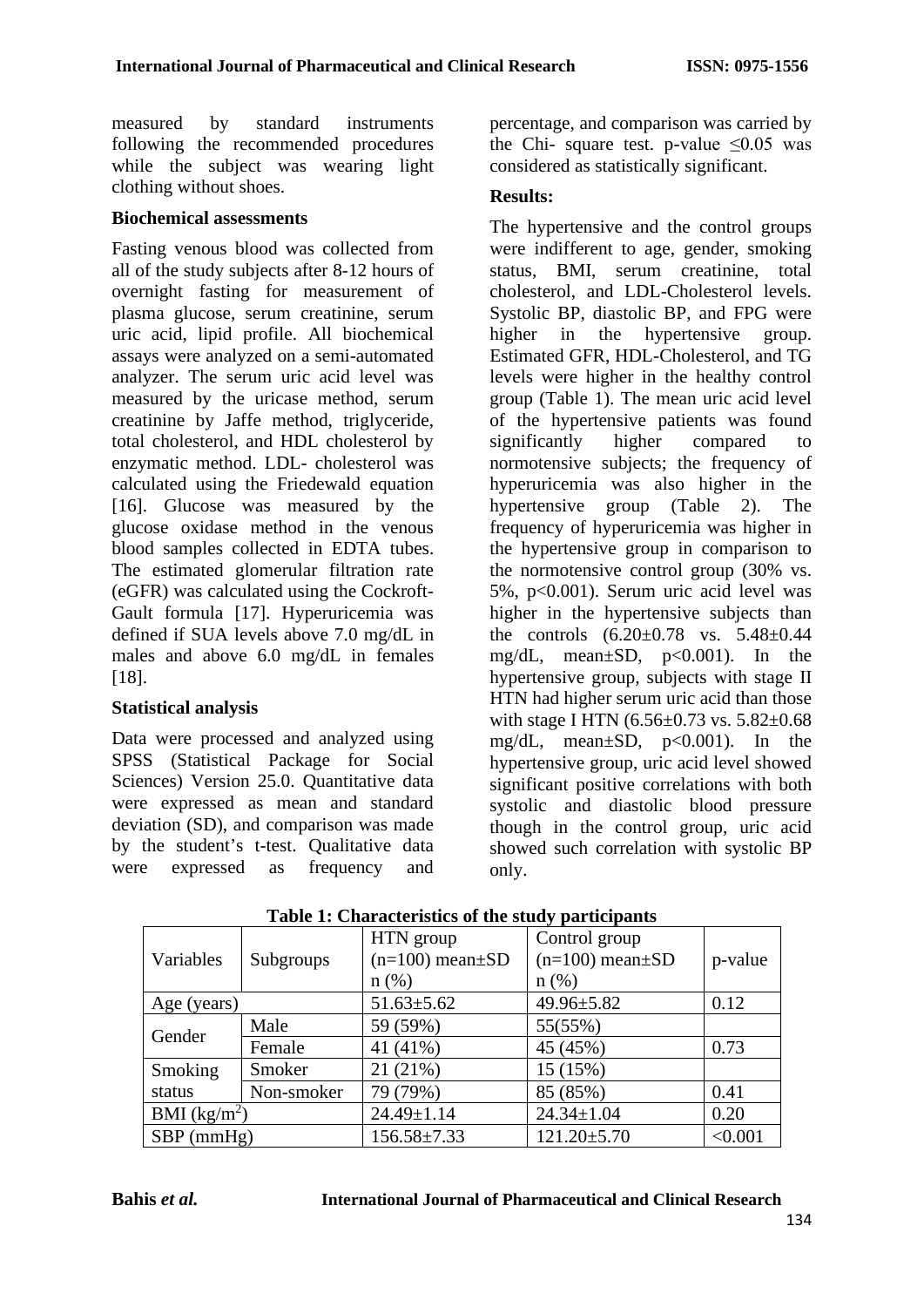measured by standard instruments following the recommended procedures while the subject was wearing light clothing without shoes.

**Biochemical assessments**

Fasting venous blood was collected from all of the study subjects after 8-12 hours of overnight fasting for measurement of plasma glucose, serum creatinine, serum uric acid, lipid profile. All biochemical assays were analyzed on a semi-automated analyzer. The serum uric acid level was measured by the uricase method, serum creatinine by Jaffe method, triglyceride, total cholesterol, and HDL cholesterol by enzymatic method. LDL- cholesterol was calculated using the Friedewald equation [16]. Glucose was measured by the glucose oxidase method in the venous blood samples collected in EDTA tubes. The estimated glomerular filtration rate (eGFR) was calculated using the Cockroft-Gault formula [17]. Hyperuricemia was defined if SUA levels above 7.0 mg/dL in males and above 6.0 mg/dL in females [18].

**Statistical analysis**

Data were processed and analyzed using SPSS (Statistical Package for Social Sciences) Version 25.0. Quantitative data were expressed as mean and standard deviation (SD), and comparison was made by the student's t-test. Qualitative data were expressed as frequency and percentage, and comparison was carried by the Chi- square test. p-value $\leq 0.05$ was considered as statistically significant.

**Results:**

The hypertensive and the control groups were indifferent to age, gender, smoking status, BMI, serum creatinine, total cholesterol, and LDL-Cholesterol levels. Systolic BP, diastolic BP, and FPG were higher in the hypertensive group. Estimated GFR, HDL-Cholesterol, and TG levels were higher in the healthy control group (Table 1). The mean uric acid level of the hypertensive patients was found significantly higher compared to normotensive subjects; the frequency of hyperuricemia was also higher in the hypertensive group (Table 2). The frequency of hyperuricemia was higher in the hypertensive group in comparison to the normotensive control group (30% vs. 5%, $p<0.001$). Serum uric acid level was higher in the hypertensive subjects than the controls ($6.20\pm0.78$ vs. $5.48\pm0.44$ mg/dL, mean±SD, $p<0.001$). In the hypertensive group, subjects with stage II HTN had higher serum uric acid than those with stage I HTN ($6.56\pm0.73$ vs. $5.82\pm0.68$ mg/dL, mean±SD, $p<0.001$). In the hypertensive group, uric acid level showed significant positive correlations with both systolic and diastolic blood pressure though in the control group, uric acid showed such correlation with systolic BP only.

**Table 1: Characteristics of the study participants**

| Variables | Subgroups | HTN group (n=100) mean±SD n (%) | Control group (n=100) mean±SD n (%) | p-value |
|---|---|---|---|---|
| Age (years) | | 51.63±5.62 | 49.96±5.82 | 0.12 |
| Gender | Male | 59 (59%) | 55(55%) | |
| | Female | 41 (41%) | 45 (45%) | 0.73 |
| Smoking status | Smoker | 21 (21%) | 15 (15%) | |
| | Non-smoker | 79 (79%) | 85 (85%) | 0.41 |
| BMI ($kg/m^2$) | | 24.49±1.14 | 24.34±1.04 | 0.20 |
| SBP (mmHg) | | 156.58±7.33 | 121.20±5.70 | <0.001 |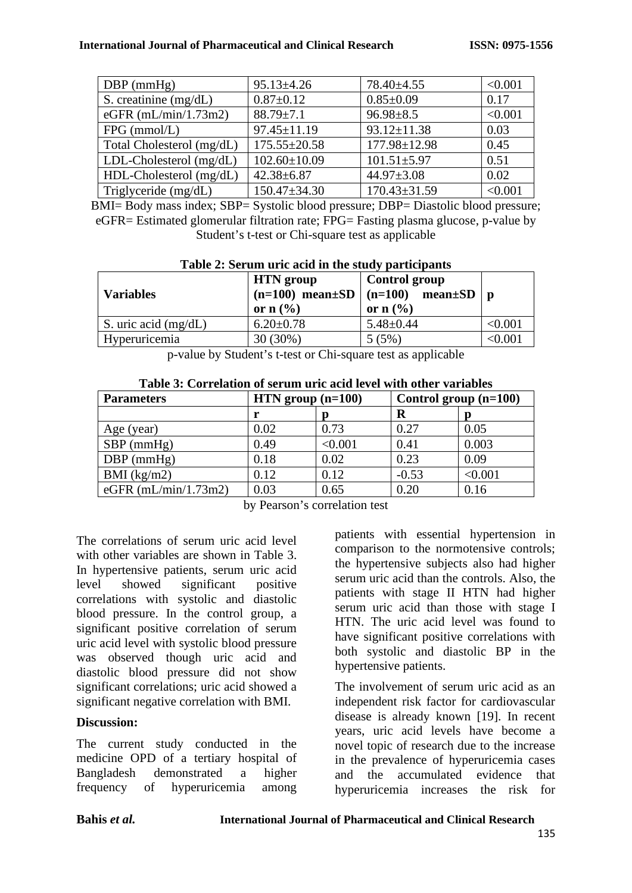| DBP (mmHg) | 95.13±4.26 | 78.40±4.55 | <0.001 |
|---|---|---|---|
| S. creatinine (mg/dL) | 0.87±0.12 | 0.85±0.09 | 0.17 |
| eGFR (mL/min/1.73m2) | 88.79±7.1 | 96.98±8.5 | <0.001 |
| FPG (mmol/L) | 97.45±11.19 | 93.12±11.38 | 0.03 |
| Total Cholesterol (mg/dL) | 175.55±20.58 | 177.98±12.98 | 0.45 |
| LDL-Cholesterol (mg/dL) | 102.60±10.09 | 101.51±5.97 | 0.51 |
| HDL-Cholesterol (mg/dL) | 42.38±6.87 | 44.97±3.08 | 0.02 |
| Triglyceride (mg/dL) | 150.47±34.30 | 170.43±31.59 | <0.001 |

BMI= Body mass index; SBP= Systolic blood pressure; DBP= Diastolic blood pressure; eGFR= Estimated glomerular filtration rate; FPG= Fasting plasma glucose, p-value by Student's t-test or Chi-square test as applicable

**Table 2: Serum uric acid in the study participants**

| Variables | HTN group (n=100) mean±SD or n (%) | Control group (n=100) mean±SD or n (%) | p |
|---|---|---|---|
| S. uric acid (mg/dL) | 6.20±0.78 | 5.48±0.44 | <0.001 |
| Hyperuricemia | 30 (30%) | 5 (5%) | <0.001 |

p-value by Student's t-test or Chi-square test as applicable

**Table 3: Correlation of serum uric acid level with other variables**

| Parameters | HTN group (n=100) | | Control group (n=100) | |
|---|---|---|---|---|
| | r | p | R | p |
| Age (year) | 0.02 | 0.73 | 0.27 | 0.05 |
| SBP (mmHg) | 0.49 | <0.001 | 0.41 | 0.003 |
| DBP (mmHg) | 0.18 | 0.02 | 0.23 | 0.09 |
| BMI (kg/m2) | 0.12 | 0.12 | -0.53 | <0.001 |
| eGFR (mL/min/1.73m2) | 0.03 | 0.65 | 0.20 | 0.16 |

by Pearson's correlation test

The correlations of serum uric acid level with other variables are shown in Table 3. In hypertensive patients, serum uric acid level showed significant positive correlations with systolic and diastolic blood pressure. In the control group, a significant positive correlation of serum uric acid level with systolic blood pressure was observed though uric acid and diastolic blood pressure did not show significant correlations; uric acid showed a significant negative correlation with BMI.

**Discussion:**

The current study conducted in the medicine OPD of a tertiary hospital of Bangladesh demonstrated a higher frequency of hyperuricemia among patients with essential hypertension in comparison to the normotensive controls; the hypertensive subjects also had higher serum uric acid than the controls. Also, the patients with stage II HTN had higher serum uric acid than those with stage I HTN. The uric acid level was found to have significant positive correlations with both systolic and diastolic BP in the hypertensive patients.

The involvement of serum uric acid as an independent risk factor for cardiovascular disease is already known [19]. In recent years, uric acid levels have become a novel topic of research due to the increase in the prevalence of hyperuricemia cases and the accumulated evidence that hyperuricemia increases the risk for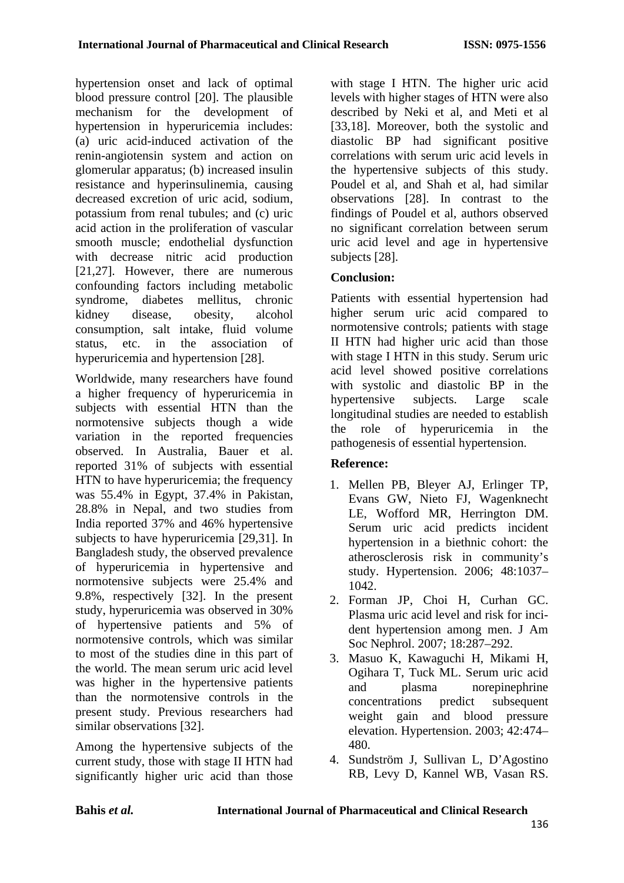hypertension onset and lack of optimal blood pressure control [20]. The plausible mechanism for the development of hypertension in hyperuricemia includes: (a) uric acid-induced activation of the renin-angiotensin system and action on glomerular apparatus; (b) increased insulin resistance and hyperinsulinemia, causing decreased excretion of uric acid, sodium, potassium from renal tubules; and (c) uric acid action in the proliferation of vascular smooth muscle; endothelial dysfunction with decrease nitric acid production [21,27]. However, there are numerous confounding factors including metabolic syndrome, diabetes mellitus, chronic kidney disease, obesity, alcohol consumption, salt intake, fluid volume status, etc. in the association of hyperuricemia and hypertension [28].

Worldwide, many researchers have found a higher frequency of hyperuricemia in subjects with essential HTN than the normotensive subjects though a wide variation in the reported frequencies observed. In Australia, Bauer et al. reported 31% of subjects with essential HTN to have hyperuricemia; the frequency was 55.4% in Egypt, 37.4% in Pakistan, 28.8% in Nepal, and two studies from India reported 37% and 46% hypertensive subjects to have hyperuricemia [29,31]. In Bangladesh study, the observed prevalence of hyperuricemia in hypertensive and normotensive subjects were 25.4% and 9.8%, respectively [32]. In the present study, hyperuricemia was observed in 30% of hypertensive patients and 5% of normotensive controls, which was similar to most of the studies dine in this part of the world. The mean serum uric acid level was higher in the hypertensive patients than the normotensive controls in the present study. Previous researchers had similar observations [32].

Among the hypertensive subjects of the current study, those with stage II HTN had significantly higher uric acid than those with stage I HTN. The higher uric acid levels with higher stages of HTN were also described by Neki et al, and Meti et al [33,18]. Moreover, both the systolic and diastolic BP had significant positive correlations with serum uric acid levels in the hypertensive subjects of this study. Poudel et al, and Shah et al, had similar observations [28]. In contrast to the findings of Poudel et al, authors observed no significant correlation between serum uric acid level and age in hypertensive subjects [28].

## Conclusion:

Patients with essential hypertension had higher serum uric acid compared to normotensive controls; patients with stage II HTN had higher uric acid than those with stage I HTN in this study. Serum uric acid level showed positive correlations with systolic and diastolic BP in the hypertensive subjects. Large scale longitudinal studies are needed to establish the role of hyperuricemia in the pathogenesis of essential hypertension.

## Reference:

1. Mellen PB, Bleyer AJ, Erlinger TP, Evans GW, Nieto FJ, Wagenknecht LE, Wofford MR, Herrington DM. Serum uric acid predicts incident hypertension in a biethnic cohort: the atherosclerosis risk in community's study. Hypertension. 2006; 48:1037–1042.
2. Forman JP, Choi H, Curhan GC. Plasma uric acid level and risk for incident hypertension among men. J Am Soc Nephrol. 2007; 18:287–292.
3. Masuo K, Kawaguchi H, Mikami H, Ogihara T, Tuck ML. Serum uric acid and plasma norepinephrine concentrations predict subsequent weight gain and blood pressure elevation. Hypertension. 2003; 42:474–480.
4. Sundström J, Sullivan L, D'Agostino RB, Levy D, Kannel WB, Vasan RS.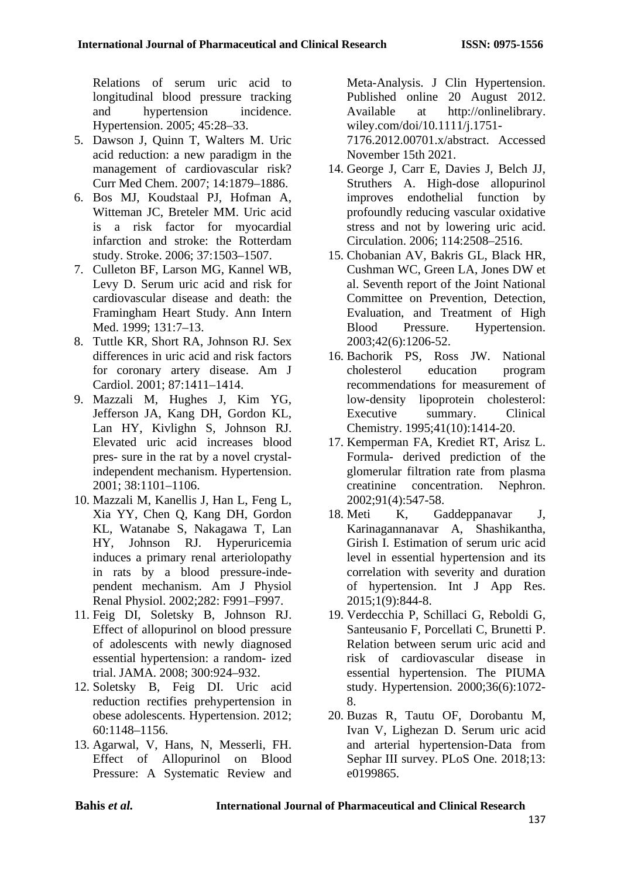Relations of serum uric acid to longitudinal blood pressure tracking and hypertension incidence. Hypertension. 2005; 45:28–33.

5. Dawson J, Quinn T, Walters M. Uric acid reduction: a new paradigm in the management of cardiovascular risk? Curr Med Chem. 2007; 14:1879–1886.
6. Bos MJ, Koudstaal PJ, Hofman A, Witteman JC, Breteler MM. Uric acid is a risk factor for myocardial infarction and stroke: the Rotterdam study. Stroke. 2006; 37:1503–1507.
7. Culleton BF, Larson MG, Kannel WB, Levy D. Serum uric acid and risk for cardiovascular disease and death: the Framingham Heart Study. Ann Intern Med. 1999; 131:7–13.
8. Tuttle KR, Short RA, Johnson RJ. Sex differences in uric acid and risk factors for coronary artery disease. Am J Cardiol. 2001; 87:1411–1414.
9. Mazzali M, Hughes J, Kim YG, Jefferson JA, Kang DH, Gordon KL, Lan HY, Kivlighn S, Johnson RJ. Elevated uric acid increases blood pres- sure in the rat by a novel crystal-independent mechanism. Hypertension. 2001; 38:1101–1106.
10. Mazzali M, Kanellis J, Han L, Feng L, Xia YY, Chen Q, Kang DH, Gordon KL, Watanabe S, Nakagawa T, Lan HY, Johnson RJ. Hyperuricemia induces a primary renal arteriolopathy in rats by a blood pressure-inde- pendent mechanism. Am J Physiol Renal Physiol. 2002;282: F991–F997.
11. Feig DI, Soletsky B, Johnson RJ. Effect of allopurinol on blood pressure of adolescents with newly diagnosed essential hypertension: a random- ized trial. JAMA. 2008; 300:924–932.
12. Soletsky B, Feig DI. Uric acid reduction rectifies prehypertension in obese adolescents. Hypertension. 2012; 60:1148–1156.
13. Agarwal, V, Hans, N, Messerli, FH. Effect of Allopurinol on Blood Pressure: A Systematic Review and Meta-Analysis. J Clin Hypertension. Published online 20 August 2012. Available at http://onlinelibrary.wiley.com/doi/10.1111/j.1751-7176.2012.00701.x/abstract. Accessed November 15th 2021.
14. George J, Carr E, Davies J, Belch JJ, Struthers A. High-dose allopurinol improves endothelial function by profoundly reducing vascular oxidative stress and not by lowering uric acid. Circulation. 2006; 114:2508–2516.
15. Chobanian AV, Bakris GL, Black HR, Cushman WC, Green LA, Jones DW et al. Seventh report of the Joint National Committee on Prevention, Detection, Evaluation, and Treatment of High Blood Pressure. Hypertension. 2003;42(6):1206-52.
16. Bachorik PS, Ross JW. National cholesterol education program recommendations for measurement of low-density lipoprotein cholesterol: Executive summary. Clinical Chemistry. 1995;41(10):1414-20.
17. Kemperman FA, Krediet RT, Arisz L. Formula- derived prediction of the glomerular filtration rate from plasma creatinine concentration. Nephron. 2002;91(4):547-58.
18. Meti K, Gaddeppanavar J, Karinagannanavar A, Shashikantha, Girish I. Estimation of serum uric acid level in essential hypertension and its correlation with severity and duration of hypertension. Int J App Res. 2015;1(9):844-8.
19. Verdecchia P, Schillaci G, Reboldi G, Santeusanio F, Porcellati C, Brunetti P. Relation between serum uric acid and risk of cardiovascular disease in essential hypertension. The PIUMA study. Hypertension. 2000;36(6):1072-8.
20. Buzas R, Tautu OF, Dorobantu M, Ivan V, Lighezan D. Serum uric acid and arterial hypertension-Data from Sephar III survey. PLoS One. 2018;13: e0199865.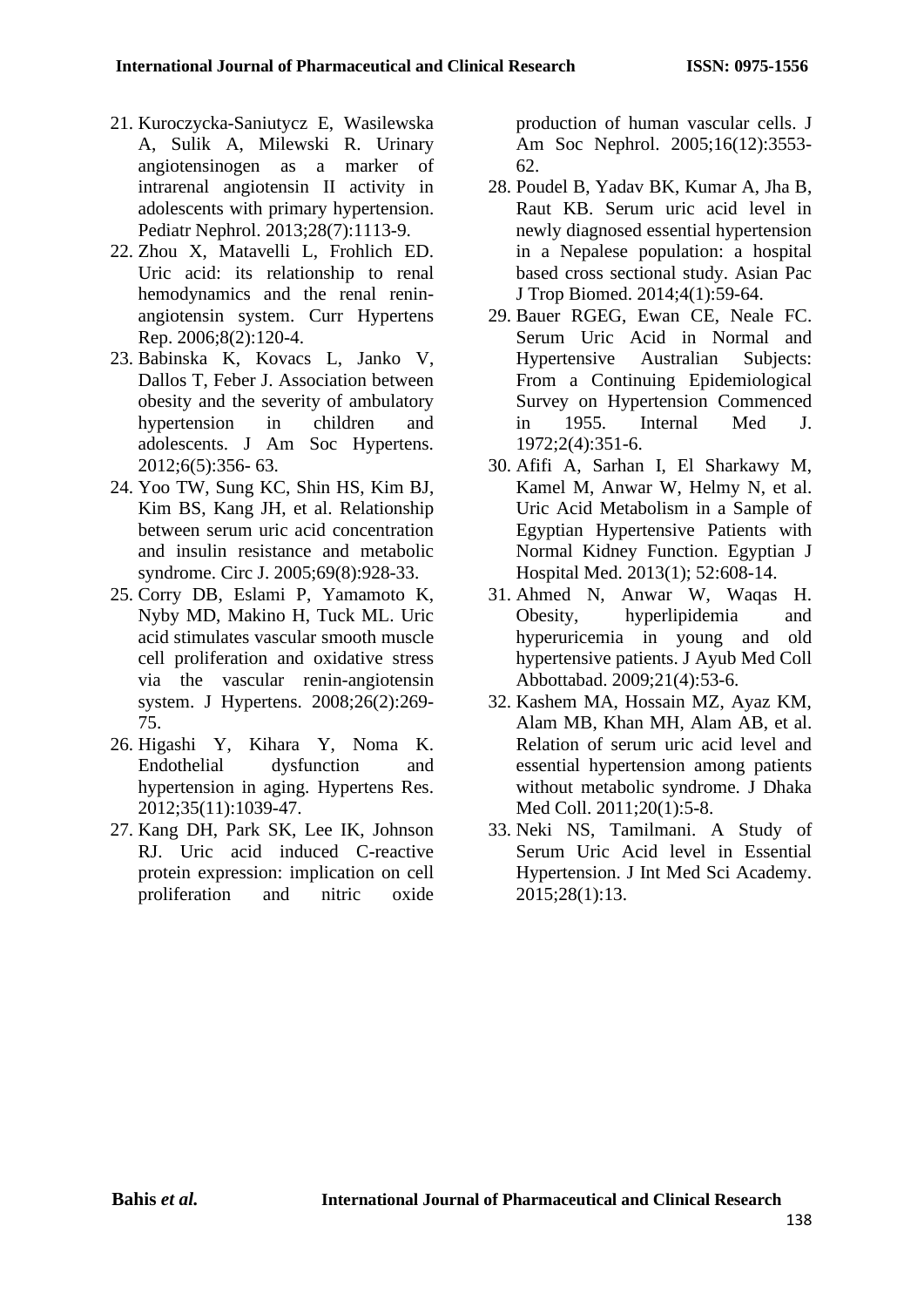21. Kuroczycka-Saniutycz E, Wasilewska A, Sulik A, Milewski R. Urinary angiotensinogen as a marker of intrarenal angiotensin II activity in adolescents with primary hypertension. Pediatr Nephrol. 2013;28(7):1113-9.
22. Zhou X, Matavelli L, Frohlich ED. Uric acid: its relationship to renal hemodynamics and the renal renin-angiotensin system. Curr Hypertens Rep. 2006;8(2):120-4.
23. Babinska K, Kovacs L, Janko V, Dallos T, Feber J. Association between obesity and the severity of ambulatory hypertension in children and adolescents. J Am Soc Hypertens. 2012;6(5):356- 63.
24. Yoo TW, Sung KC, Shin HS, Kim BJ, Kim BS, Kang JH, et al. Relationship between serum uric acid concentration and insulin resistance and metabolic syndrome. Circ J. 2005;69(8):928-33.
25. Corry DB, Eslami P, Yamamoto K, Nyby MD, Makino H, Tuck ML. Uric acid stimulates vascular smooth muscle cell proliferation and oxidative stress via the vascular renin-angiotensin system. J Hypertens. 2008;26(2):269-75.
26. Higashi Y, Kihara Y, Noma K. Endothelial dysfunction and hypertension in aging. Hypertens Res. 2012;35(11):1039-47.
27. Kang DH, Park SK, Lee IK, Johnson RJ. Uric acid induced C-reactive protein expression: implication on cell proliferation and nitric oxide production of human vascular cells. J Am Soc Nephrol. 2005;16(12):3553-62.
28. Poudel B, Yadav BK, Kumar A, Jha B, Raut KB. Serum uric acid level in newly diagnosed essential hypertension in a Nepalese population: a hospital based cross sectional study. Asian Pac J Trop Biomed. 2014;4(1):59-64.
29. Bauer RGEG, Ewan CE, Neale FC. Serum Uric Acid in Normal and Hypertensive Australian Subjects: From a Continuing Epidemiological Survey on Hypertension Commenced in 1955. Internal Med J. 1972;2(4):351-6.
30. Afifi A, Sarhan I, El Sharkawy M, Kamel M, Anwar W, Helmy N, et al. Uric Acid Metabolism in a Sample of Egyptian Hypertensive Patients with Normal Kidney Function. Egyptian J Hospital Med. 2013(1); 52:608-14.
31. Ahmed N, Anwar W, Waqas H. Obesity, hyperlipidemia and hyperuricemia in young and old hypertensive patients. J Ayub Med Coll Abbottabad. 2009;21(4):53-6.
32. Kashem MA, Hossain MZ, Ayaz KM, Alam MB, Khan MH, Alam AB, et al. Relation of serum uric acid level and essential hypertension among patients without metabolic syndrome. J Dhaka Med Coll. 2011;20(1):5-8.
33. Neki NS, Tamilmani. A Study of Serum Uric Acid level in Essential Hypertension. J Int Med Sci Academy. 2015;28(1):13.